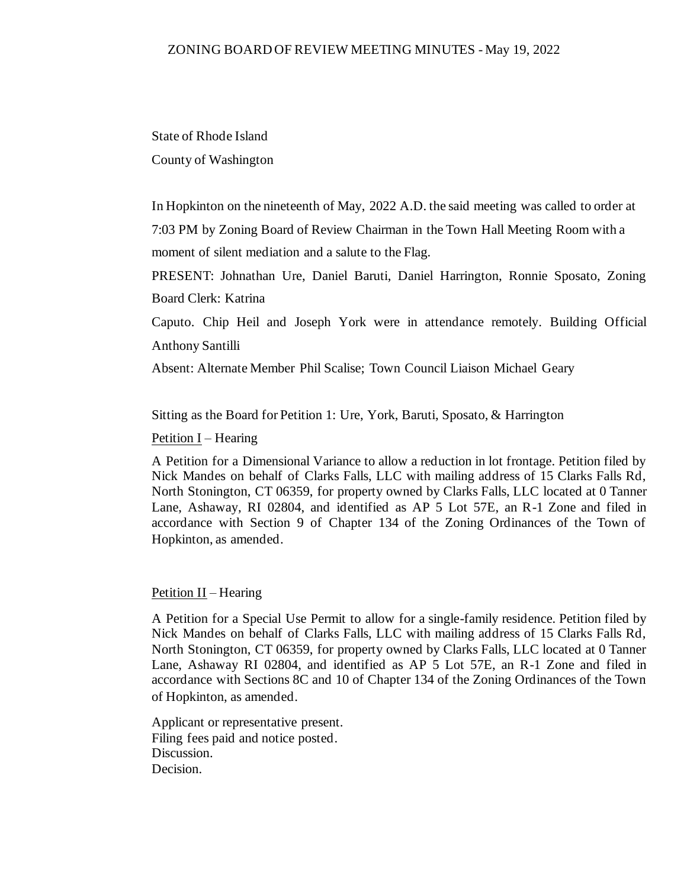# ZONING BOARD OF REVIEW MEETING MINUTES - May 19, 2022

State of Rhode Island

County of Washington

In Hopkinton on the nineteenth of May, 2022 A.D. the said meeting was called to order at 7:03 PM by Zoning Board of Review Chairman in the Town Hall Meeting Room with a moment of silent mediation and a salute to the Flag.

PRESENT: Johnathan Ure, Daniel Baruti, Daniel Harrington, Ronnie Sposato, Zoning Board Clerk: Katrina Caputo. Chip Heil and Joseph York were in attendance remotely. Building Official Anthony Santilli

Absent: Alternate Member Phil Scalise; Town Council Liaison Michael Geary

Sitting as the Board for Petition 1: Ure, York, Baruti, Sposato, & Harrington

Petition I – Hearing

A Petition for a Dimensional Variance to allow a reduction in lot frontage. Petition filed by Nick Mandes on behalf of Clarks Falls, LLC with mailing address of 15 Clarks Falls Rd, North Stonington, CT 06359, for property owned by Clarks Falls, LLC located at 0 Tanner Lane, Ashaway, RI 02804, and identified as AP 5 Lot 57E, an R-1 Zone and filed in accordance with Section 9 of Chapter 134 of the Zoning Ordinances of the Town of Hopkinton, as amended.

Petition II – Hearing

A Petition for a Special Use Permit to allow for a single-family residence. Petition filed by Nick Mandes on behalf of Clarks Falls, LLC with mailing address of 15 Clarks Falls Rd, North Stonington, CT 06359, for property owned by Clarks Falls, LLC located at 0 Tanner Lane, Ashaway RI 02804, and identified as AP 5 Lot 57E, an R-1 Zone and filed in accordance with Sections 8C and 10 of Chapter 134 of the Zoning Ordinances of the Town of Hopkinton, as amended.

Applicant or representative present.
Filing fees paid and notice posted.
Discussion.
Decision.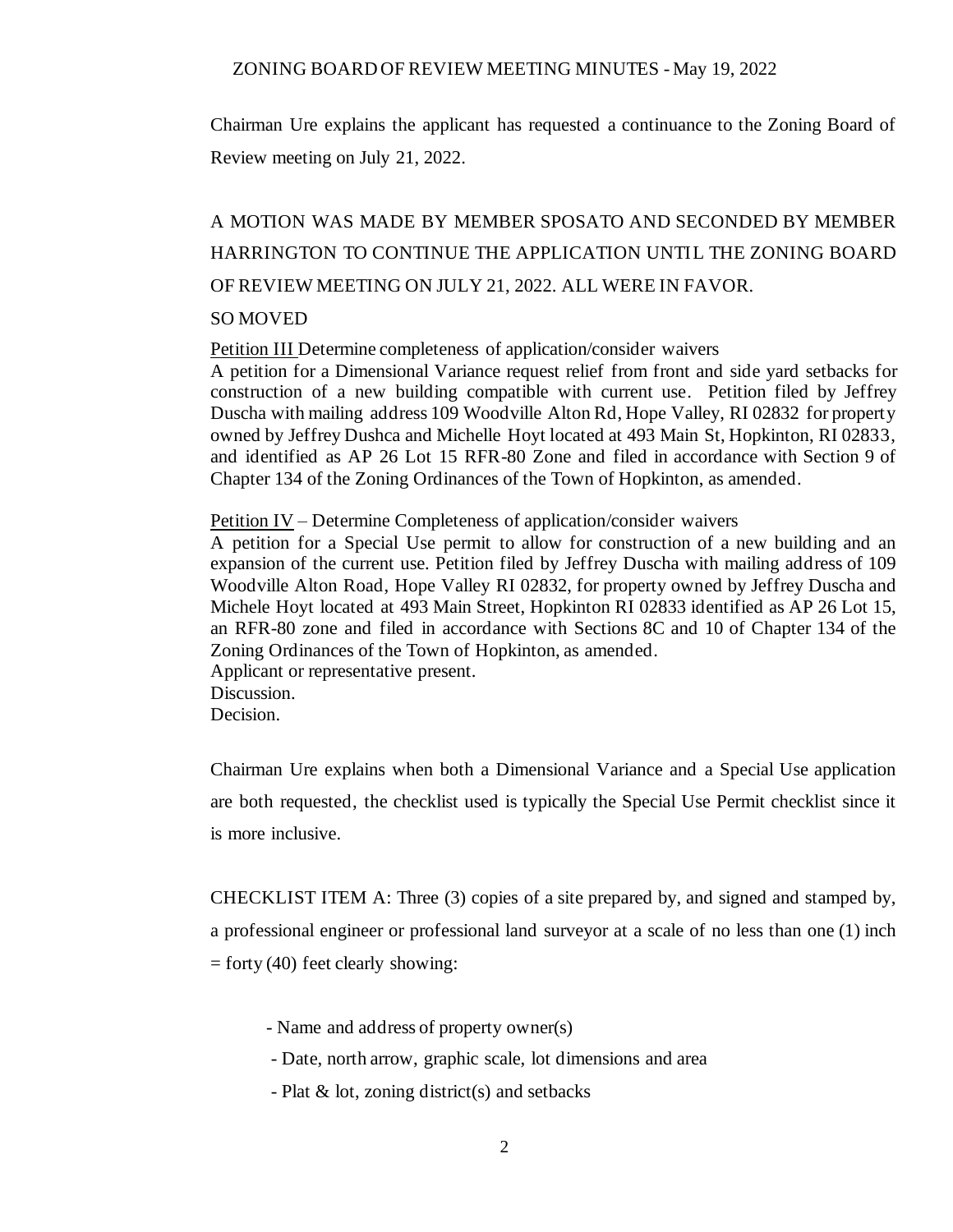Chairman Ure explains the applicant has requested a continuance to the Zoning Board of Review meeting on July 21, 2022.

A MOTION WAS MADE BY MEMBER SPOSATO AND SECONDED BY MEMBER HARRINGTON TO CONTINUE THE APPLICATION UNTIL THE ZONING BOARD OF REVIEW MEETING ON JULY 21, 2022. ALL WERE IN FAVOR.

SO MOVED

Petition III Determine completeness of application/consider waivers

A petition for a Dimensional Variance request relief from front and side yard setbacks for construction of a new building compatible with current use. Petition filed by Jeffrey Duscha with mailing address 109 Woodville Alton Rd, Hope Valley, RI 02832 for property owned by Jeffrey Dushca and Michelle Hoyt located at 493 Main St, Hopkinton, RI 02833, and identified as AP 26 Lot 15 RFR-80 Zone and filed in accordance with Section 9 of Chapter 134 of the Zoning Ordinances of the Town of Hopkinton, as amended.

Petition IV – Determine Completeness of application/consider waivers

A petition for a Special Use permit to allow for construction of a new building and an expansion of the current use. Petition filed by Jeffrey Duscha with mailing address of 109 Woodville Alton Road, Hope Valley RI 02832, for property owned by Jeffrey Duscha and Michele Hoyt located at 493 Main Street, Hopkinton RI 02833 identified as AP 26 Lot 15, an RFR-80 zone and filed in accordance with Sections 8C and 10 of Chapter 134 of the Zoning Ordinances of the Town of Hopkinton, as amended.

Applicant or representative present.

Discussion.

Decision.

Chairman Ure explains when both a Dimensional Variance and a Special Use application are both requested, the checklist used is typically the Special Use Permit checklist since it is more inclusive.

CHECKLIST ITEM A: Three (3) copies of a site prepared by, and signed and stamped by, a professional engineer or professional land surveyor at a scale of no less than one (1) inch = forty (40) feet clearly showing:

- Name and address of property owner(s)
- Date, north arrow, graphic scale, lot dimensions and area
- Plat & lot, zoning district(s) and setbacks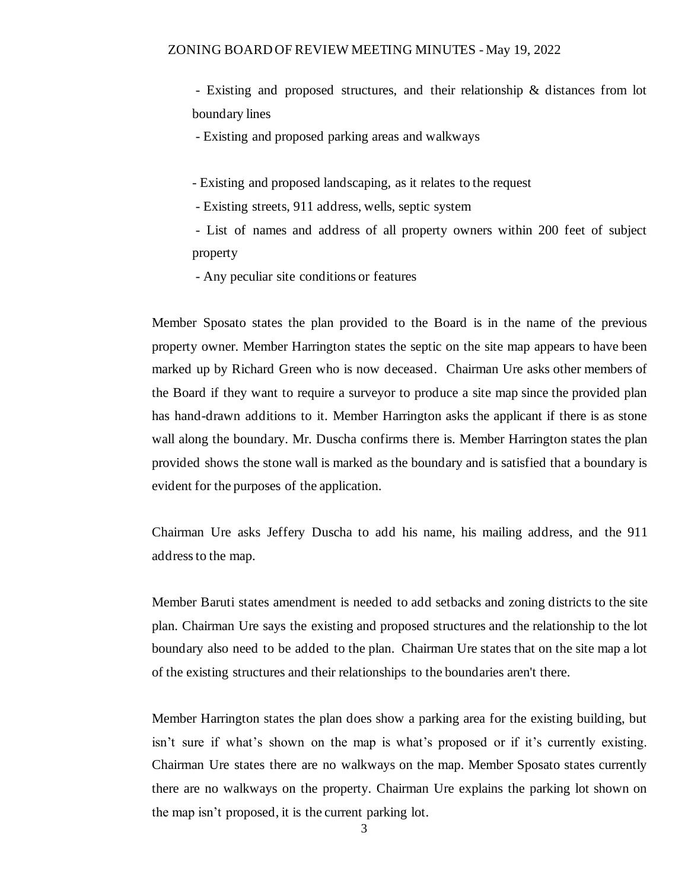- Existing and proposed structures, and their relationship & distances from lot boundary lines
- Existing and proposed parking areas and walkways

- Existing and proposed landscaping, as it relates to the request
- Existing streets, 911 address, wells, septic system
- List of names and address of all property owners within 200 feet of subject property
- Any peculiar site conditions or features

Member Sposato states the plan provided to the Board is in the name of the previous property owner. Member Harrington states the septic on the site map appears to have been marked up by Richard Green who is now deceased. Chairman Ure asks other members of the Board if they want to require a surveyor to produce a site map since the provided plan has hand-drawn additions to it. Member Harrington asks the applicant if there is as stone wall along the boundary. Mr. Duscha confirms there is. Member Harrington states the plan provided shows the stone wall is marked as the boundary and is satisfied that a boundary is evident for the purposes of the application.

Chairman Ure asks Jeffery Duscha to add his name, his mailing address, and the 911 address to the map.

Member Baruti states amendment is needed to add setbacks and zoning districts to the site plan. Chairman Ure says the existing and proposed structures and the relationship to the lot boundary also need to be added to the plan. Chairman Ure states that on the site map a lot of the existing structures and their relationships to the boundaries aren't there.

Member Harrington states the plan does show a parking area for the existing building, but isn't sure if what's shown on the map is what's proposed or if it's currently existing. Chairman Ure states there are no walkways on the map. Member Sposato states currently there are no walkways on the property. Chairman Ure explains the parking lot shown on the map isn't proposed, it is the current parking lot.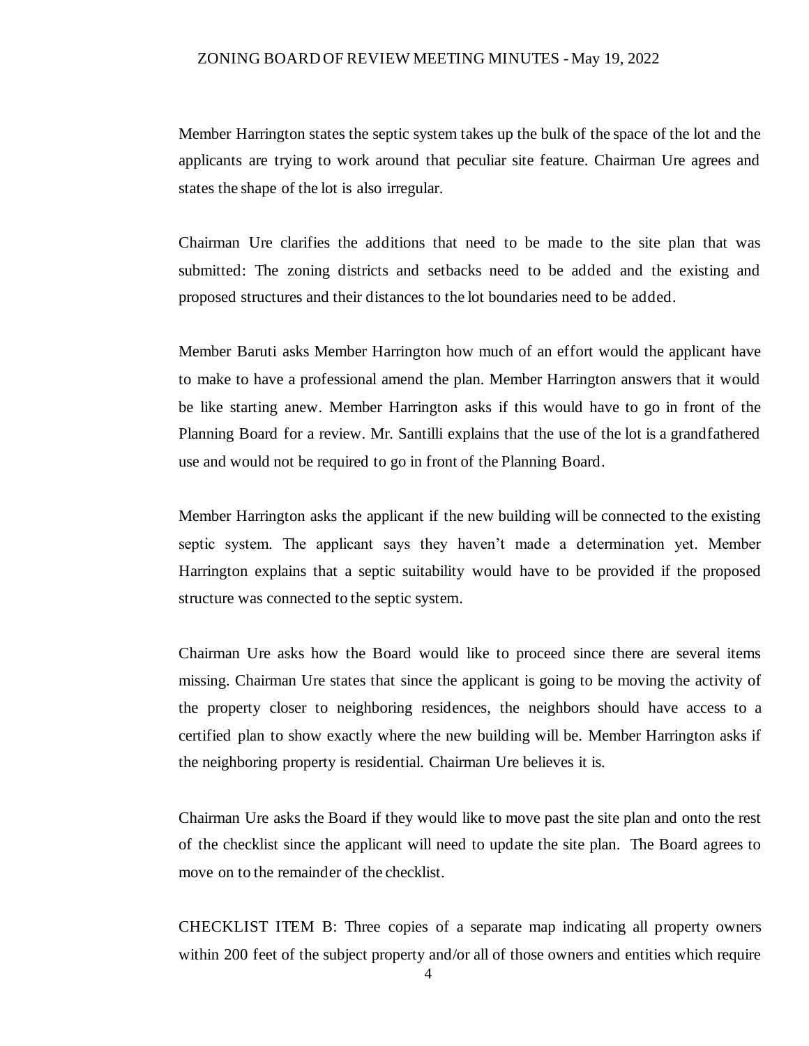Member Harrington states the septic system takes up the bulk of the space of the lot and the applicants are trying to work around that peculiar site feature. Chairman Ure agrees and states the shape of the lot is also irregular.

Chairman Ure clarifies the additions that need to be made to the site plan that was submitted: The zoning districts and setbacks need to be added and the existing and proposed structures and their distances to the lot boundaries need to be added.

Member Baruti asks Member Harrington how much of an effort would the applicant have to make to have a professional amend the plan. Member Harrington answers that it would be like starting anew. Member Harrington asks if this would have to go in front of the Planning Board for a review. Mr. Santilli explains that the use of the lot is a grandfathered use and would not be required to go in front of the Planning Board.

Member Harrington asks the applicant if the new building will be connected to the existing septic system. The applicant says they haven't made a determination yet. Member Harrington explains that a septic suitability would have to be provided if the proposed structure was connected to the septic system.

Chairman Ure asks how the Board would like to proceed since there are several items missing. Chairman Ure states that since the applicant is going to be moving the activity of the property closer to neighboring residences, the neighbors should have access to a certified plan to show exactly where the new building will be. Member Harrington asks if the neighboring property is residential. Chairman Ure believes it is.

Chairman Ure asks the Board if they would like to move past the site plan and onto the rest of the checklist since the applicant will need to update the site plan. The Board agrees to move on to the remainder of the checklist.

CHECKLIST ITEM B: Three copies of a separate map indicating all property owners within 200 feet of the subject property and/or all of those owners and entities which require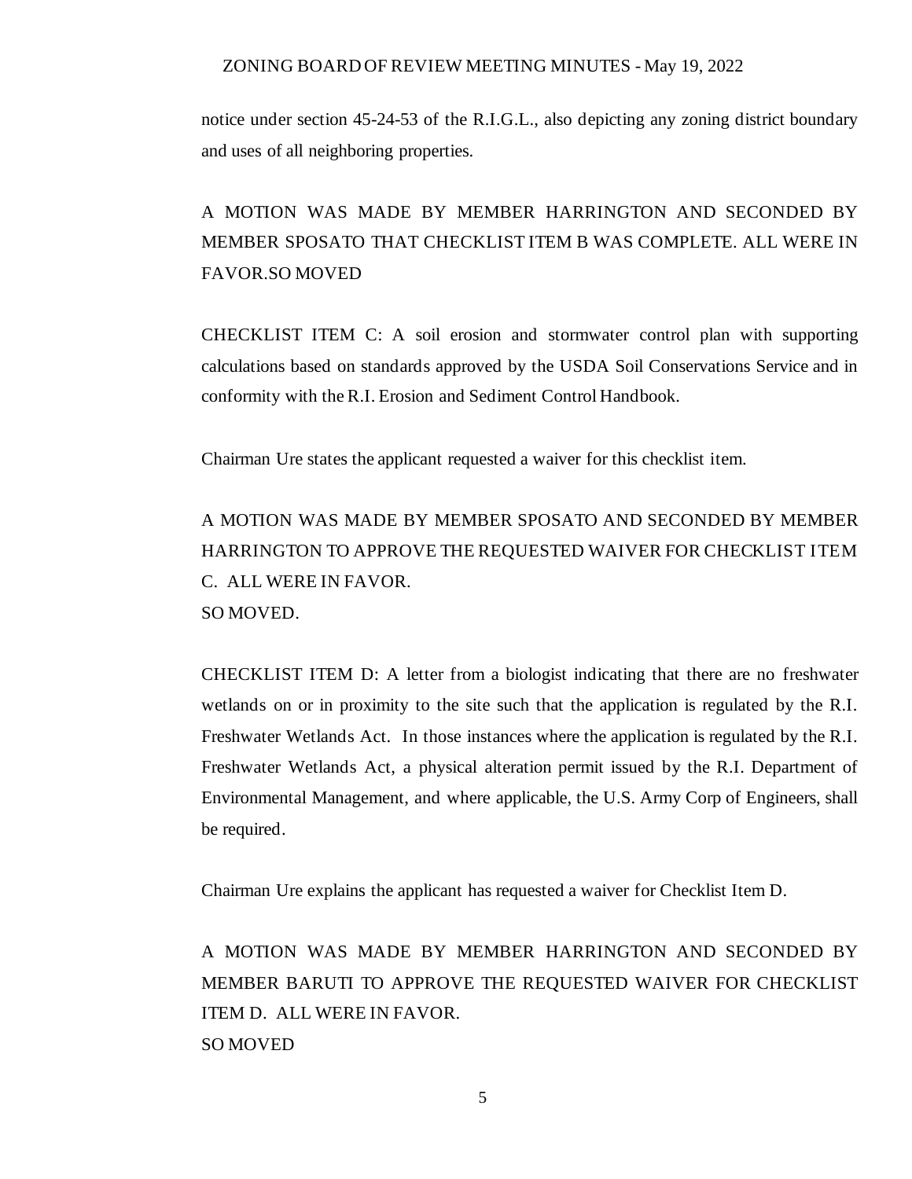notice under section 45-24-53 of the R.I.G.L., also depicting any zoning district boundary and uses of all neighboring properties.

A MOTION WAS MADE BY MEMBER HARRINGTON AND SECONDED BY MEMBER SPOSATO THAT CHECKLIST ITEM B WAS COMPLETE. ALL WERE IN FAVOR.SO MOVED

CHECKLIST ITEM C: A soil erosion and stormwater control plan with supporting calculations based on standards approved by the USDA Soil Conservations Service and in conformity with the R.I. Erosion and Sediment Control Handbook.

Chairman Ure states the applicant requested a waiver for this checklist item.

A MOTION WAS MADE BY MEMBER SPOSATO AND SECONDED BY MEMBER HARRINGTON TO APPROVE THE REQUESTED WAIVER FOR CHECKLIST ITEM C. ALL WERE IN FAVOR.
SO MOVED.

CHECKLIST ITEM D: A letter from a biologist indicating that there are no freshwater wetlands on or in proximity to the site such that the application is regulated by the R.I. Freshwater Wetlands Act. In those instances where the application is regulated by the R.I. Freshwater Wetlands Act, a physical alteration permit issued by the R.I. Department of Environmental Management, and where applicable, the U.S. Army Corp of Engineers, shall be required.

Chairman Ure explains the applicant has requested a waiver for Checklist Item D.

A MOTION WAS MADE BY MEMBER HARRINGTON AND SECONDED BY MEMBER BARUTI TO APPROVE THE REQUESTED WAIVER FOR CHECKLIST ITEM D. ALL WERE IN FAVOR.
SO MOVED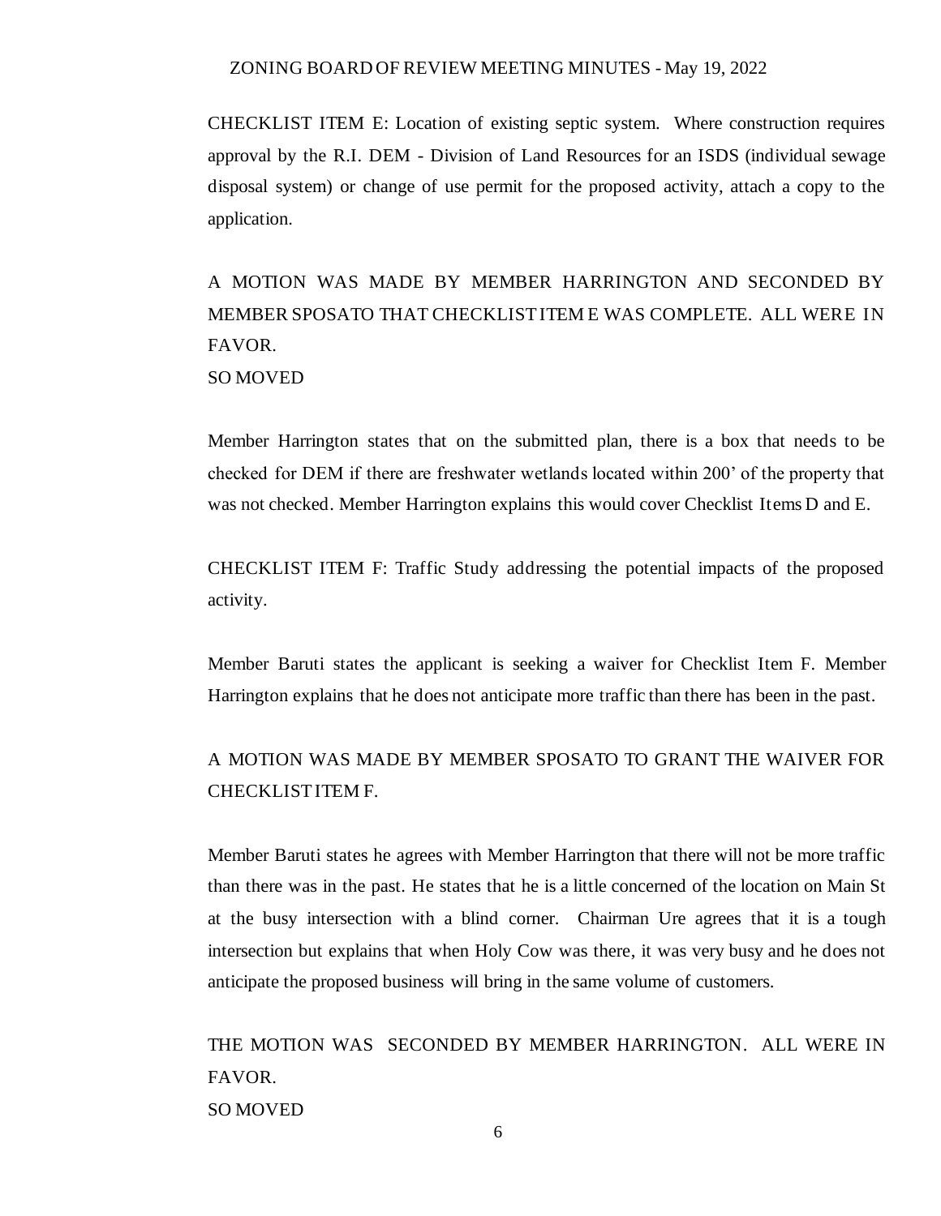CHECKLIST ITEM E: Location of existing septic system. Where construction requires approval by the R.I. DEM - Division of Land Resources for an ISDS (individual sewage disposal system) or change of use permit for the proposed activity, attach a copy to the application.

A MOTION WAS MADE BY MEMBER HARRINGTON AND SECONDED BY MEMBER SPOSATO THAT CHECKLIST ITEM E WAS COMPLETE. ALL WERE IN FAVOR.
SO MOVED

Member Harrington states that on the submitted plan, there is a box that needs to be checked for DEM if there are freshwater wetlands located within 200' of the property that was not checked. Member Harrington explains this would cover Checklist Items D and E.

CHECKLIST ITEM F: Traffic Study addressing the potential impacts of the proposed activity.

Member Baruti states the applicant is seeking a waiver for Checklist Item F. Member Harrington explains that he does not anticipate more traffic than there has been in the past.

A MOTION WAS MADE BY MEMBER SPOSATO TO GRANT THE WAIVER FOR CHECKLIST ITEM F.

Member Baruti states he agrees with Member Harrington that there will not be more traffic than there was in the past. He states that he is a little concerned of the location on Main St at the busy intersection with a blind corner. Chairman Ure agrees that it is a tough intersection but explains that when Holy Cow was there, it was very busy and he does not anticipate the proposed business will bring in the same volume of customers.

THE MOTION WAS SECONDED BY MEMBER HARRINGTON. ALL WERE IN FAVOR.
SO MOVED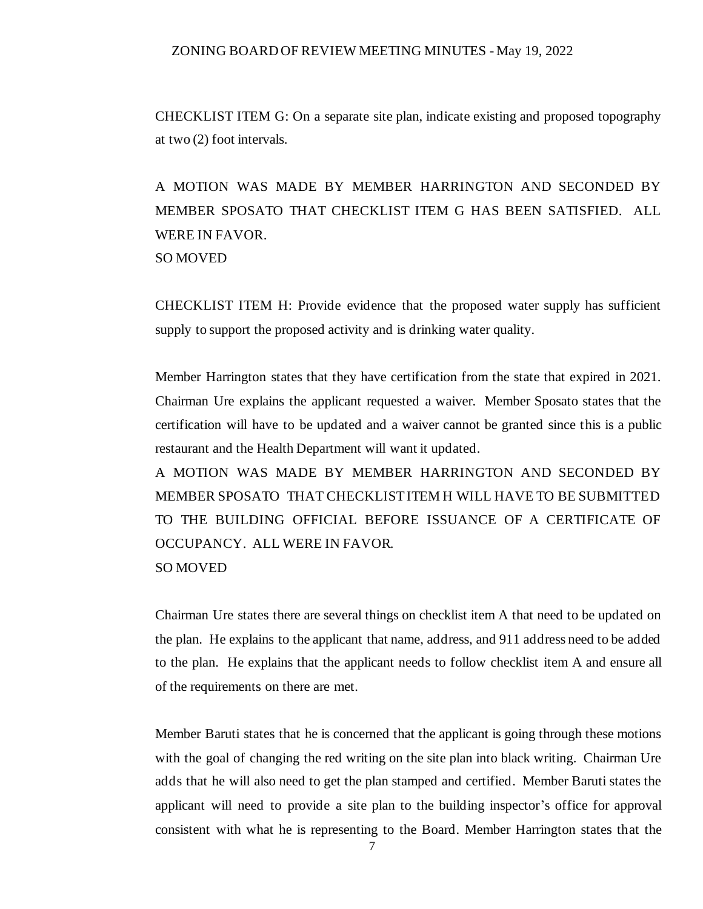CHECKLIST ITEM G: On a separate site plan, indicate existing and proposed topography at two (2) foot intervals.

A MOTION WAS MADE BY MEMBER HARRINGTON AND SECONDED BY MEMBER SPOSATO THAT CHECKLIST ITEM G HAS BEEN SATISFIED. ALL WERE IN FAVOR.
SO MOVED

CHECKLIST ITEM H: Provide evidence that the proposed water supply has sufficient supply to support the proposed activity and is drinking water quality.

Member Harrington states that they have certification from the state that expired in 2021. Chairman Ure explains the applicant requested a waiver. Member Sposato states that the certification will have to be updated and a waiver cannot be granted since this is a public restaurant and the Health Department will want it updated.
A MOTION WAS MADE BY MEMBER HARRINGTON AND SECONDED BY MEMBER SPOSATO THAT CHECKLIST ITEM H WILL HAVE TO BE SUBMITTED TO THE BUILDING OFFICIAL BEFORE ISSUANCE OF A CERTIFICATE OF OCCUPANCY. ALL WERE IN FAVOR.
SO MOVED

Chairman Ure states there are several things on checklist item A that need to be updated on the plan. He explains to the applicant that name, address, and 911 address need to be added to the plan. He explains that the applicant needs to follow checklist item A and ensure all of the requirements on there are met.

Member Baruti states that he is concerned that the applicant is going through these motions with the goal of changing the red writing on the site plan into black writing. Chairman Ure adds that he will also need to get the plan stamped and certified. Member Baruti states the applicant will need to provide a site plan to the building inspector's office for approval consistent with what he is representing to the Board. Member Harrington states that the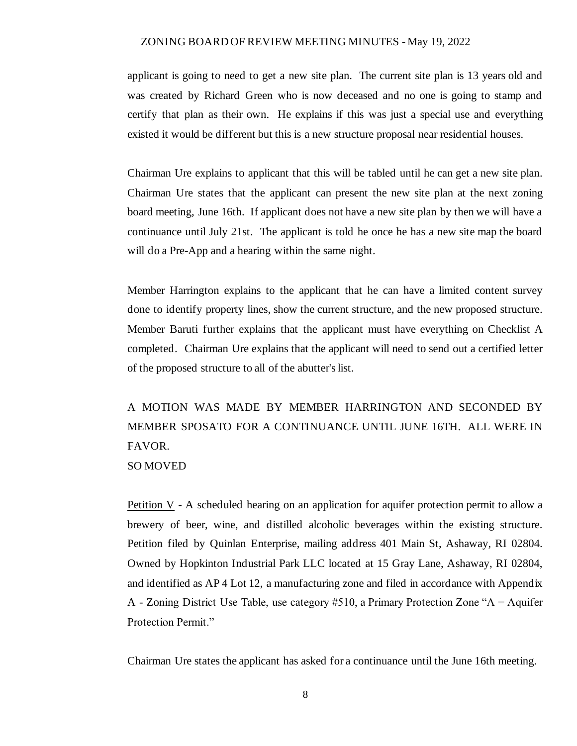applicant is going to need to get a new site plan. The current site plan is 13 years old and was created by Richard Green who is now deceased and no one is going to stamp and certify that plan as their own. He explains if this was just a special use and everything existed it would be different but this is a new structure proposal near residential houses.

Chairman Ure explains to applicant that this will be tabled until he can get a new site plan. Chairman Ure states that the applicant can present the new site plan at the next zoning board meeting, June 16th. If applicant does not have a new site plan by then we will have a continuance until July 21st. The applicant is told he once he has a new site map the board will do a Pre-App and a hearing within the same night.

Member Harrington explains to the applicant that he can have a limited content survey done to identify property lines, show the current structure, and the new proposed structure. Member Baruti further explains that the applicant must have everything on Checklist A completed. Chairman Ure explains that the applicant will need to send out a certified letter of the proposed structure to all of the abutter's list.

A MOTION WAS MADE BY MEMBER HARRINGTON AND SECONDED BY MEMBER SPOSATO FOR A CONTINUANCE UNTIL JUNE 16TH. ALL WERE IN FAVOR.
SO MOVED

Petition V - A scheduled hearing on an application for aquifer protection permit to allow a brewery of beer, wine, and distilled alcoholic beverages within the existing structure. Petition filed by Quinlan Enterprise, mailing address 401 Main St, Ashaway, RI 02804. Owned by Hopkinton Industrial Park LLC located at 15 Gray Lane, Ashaway, RI 02804, and identified as AP 4 Lot 12, a manufacturing zone and filed in accordance with Appendix A - Zoning District Use Table, use category #510, a Primary Protection Zone "A = Aquifer Protection Permit."

Chairman Ure states the applicant has asked for a continuance until the June 16th meeting.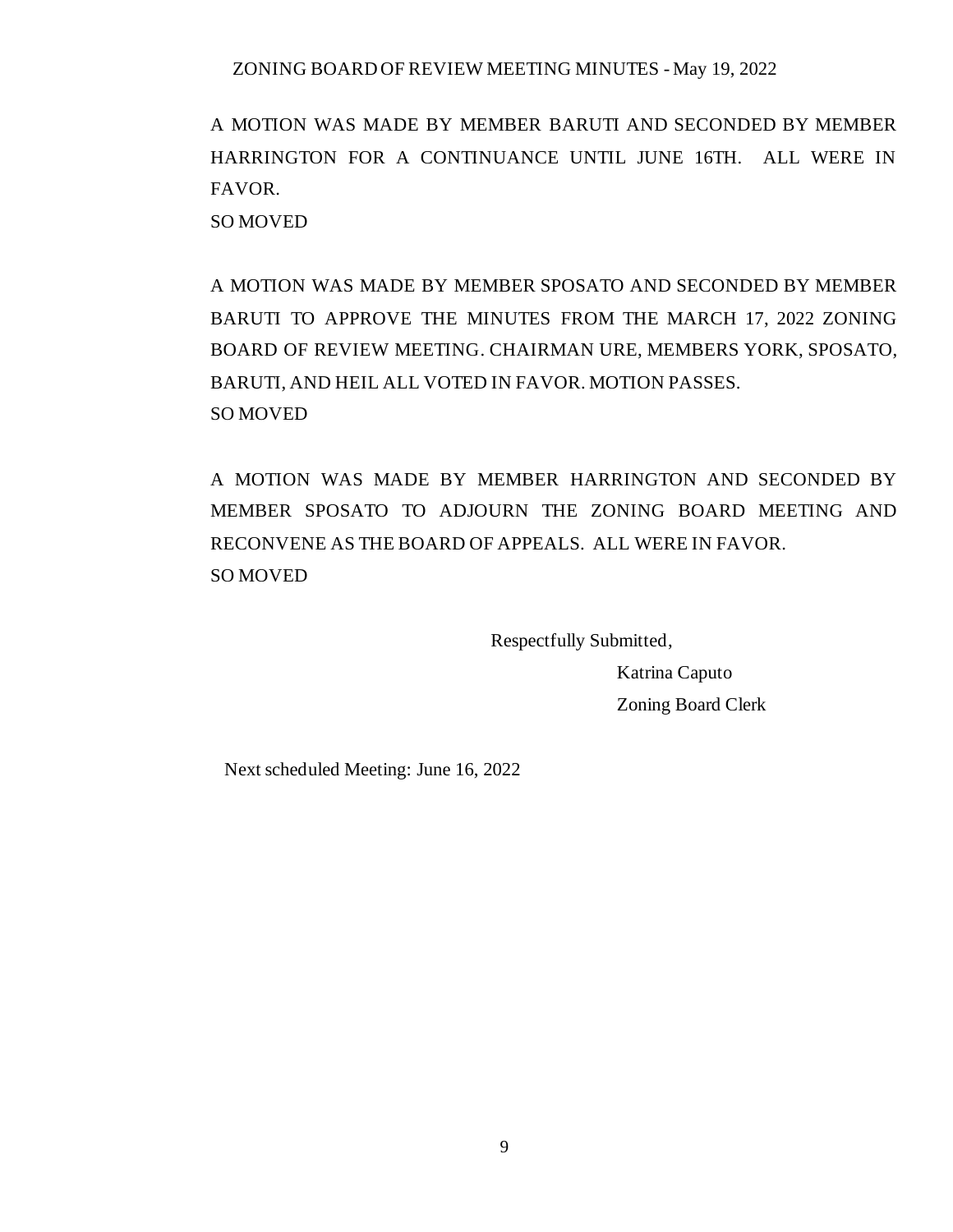A MOTION WAS MADE BY MEMBER BARUTI AND SECONDED BY MEMBER HARRINGTON FOR A CONTINUANCE UNTIL JUNE 16TH. ALL WERE IN FAVOR.

SO MOVED

A MOTION WAS MADE BY MEMBER SPOSATO AND SECONDED BY MEMBER BARUTI TO APPROVE THE MINUTES FROM THE MARCH 17, 2022 ZONING BOARD OF REVIEW MEETING. CHAIRMAN URE, MEMBERS YORK, SPOSATO, BARUTI, AND HEIL ALL VOTED IN FAVOR. MOTION PASSES.

SO MOVED

A MOTION WAS MADE BY MEMBER HARRINGTON AND SECONDED BY MEMBER SPOSATO TO ADJOURN THE ZONING BOARD MEETING AND RECONVENE AS THE BOARD OF APPEALS. ALL WERE IN FAVOR.

SO MOVED

Respectfully Submitted,

Katrina Caputo

Zoning Board Clerk

Next scheduled Meeting: June 16, 2022